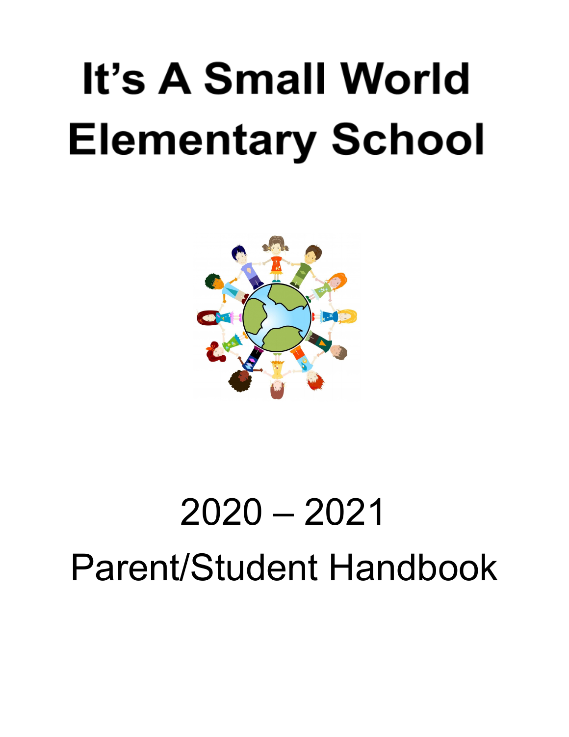# It's A Small World Elementary School

2020 – 2021

Parent/Student Handbook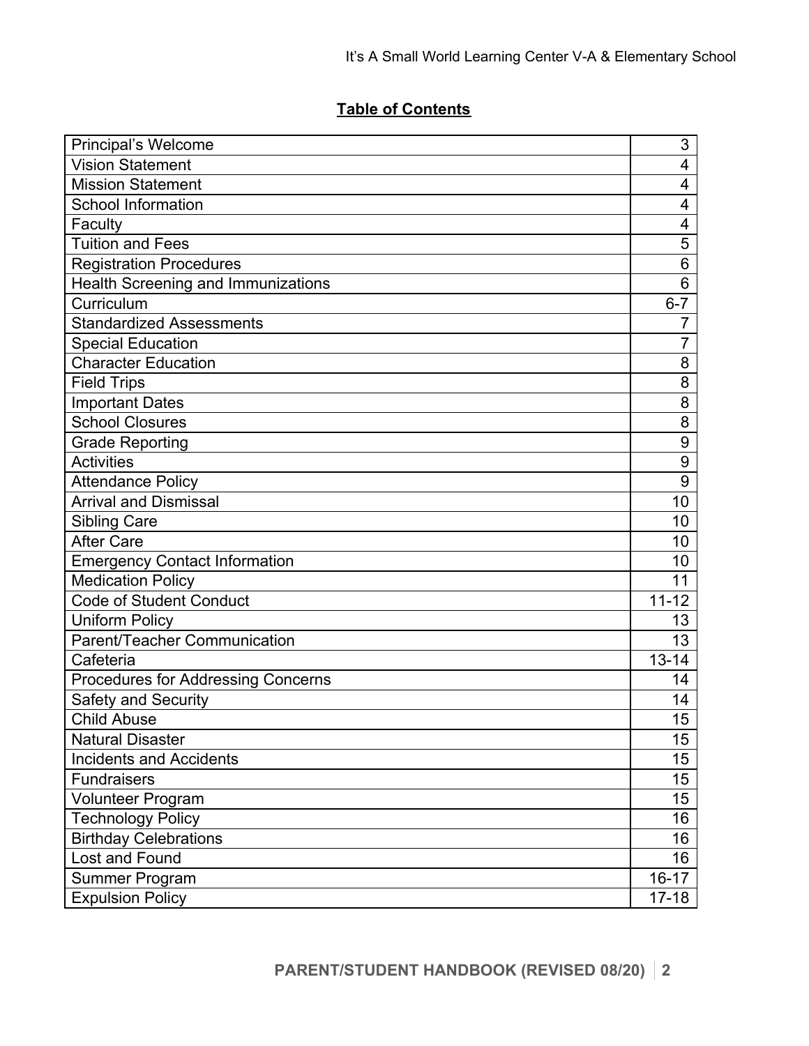## Table of Contents

| | |
|---|---|
| Principal's Welcome | 3 |
| Vision Statement | 4 |
| Mission Statement | 4 |
| School Information | 4 |
| Faculty | 4 |
| Tuition and Fees | 5 |
| Registration Procedures | 6 |
| Health Screening and Immunizations | 6 |
| Curriculum | 6-7 |
| Standardized Assessments | 7 |
| Special Education | 7 |
| Character Education | 8 |
| Field Trips | 8 |
| Important Dates | 8 |
| School Closures | 8 |
| Grade Reporting | 9 |
| Activities | 9 |
| Attendance Policy | 9 |
| Arrival and Dismissal | 10 |
| Sibling Care | 10 |
| After Care | 10 |
| Emergency Contact Information | 10 |
| Medication Policy | 11 |
| Code of Student Conduct | 11-12 |
| Uniform Policy | 13 |
| Parent/Teacher Communication | 13 |
| Cafeteria | 13-14 |
| Procedures for Addressing Concerns | 14 |
| Safety and Security | 14 |
| Child Abuse | 15 |
| Natural Disaster | 15 |
| Incidents and Accidents | 15 |
| Fundraisers | 15 |
| Volunteer Program | 15 |
| Technology Policy | 16 |
| Birthday Celebrations | 16 |
| Lost and Found | 16 |
| Summer Program | 16-17 |
| Expulsion Policy | 17-18 |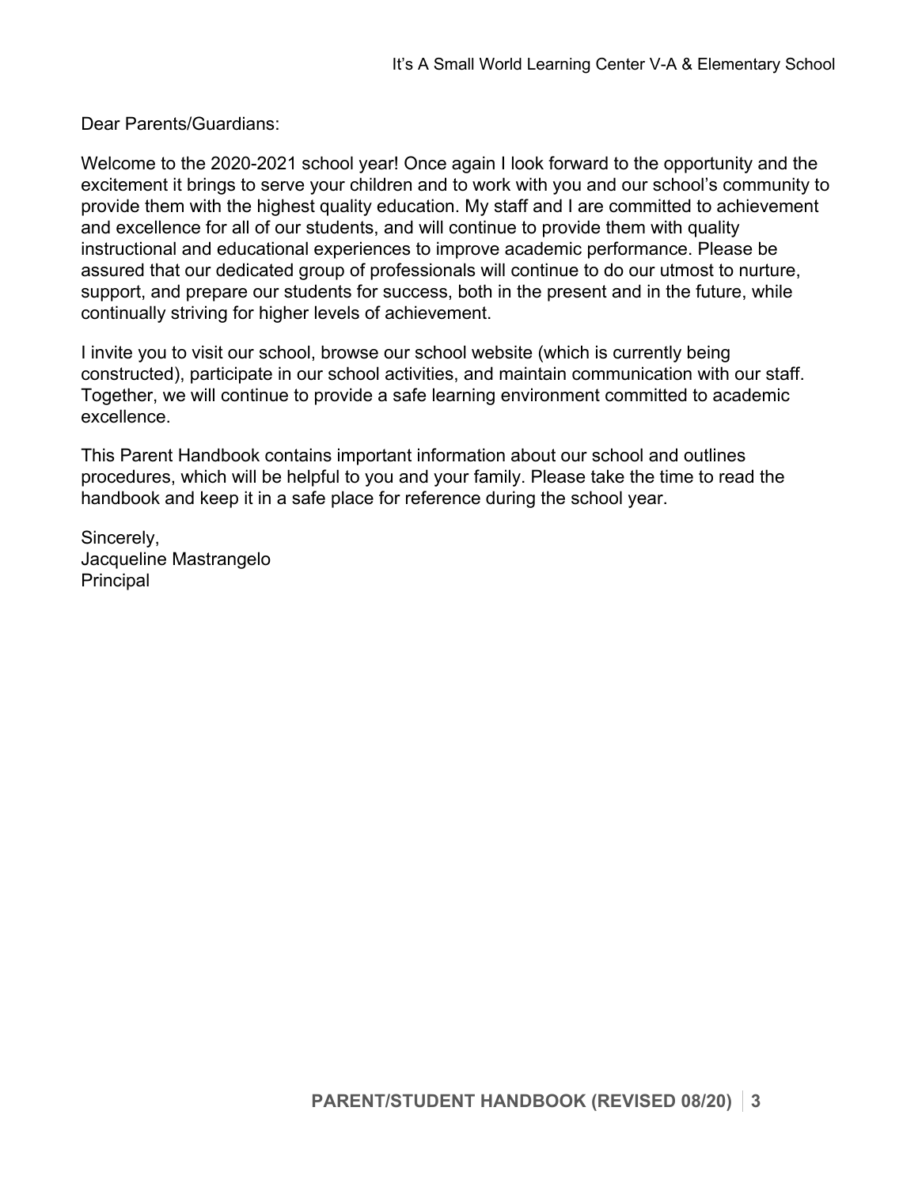Dear Parents/Guardians:

Welcome to the 2020-2021 school year! Once again I look forward to the opportunity and the excitement it brings to serve your children and to work with you and our school's community to provide them with the highest quality education. My staff and I are committed to achievement and excellence for all of our students, and will continue to provide them with quality instructional and educational experiences to improve academic performance. Please be assured that our dedicated group of professionals will continue to do our utmost to nurture, support, and prepare our students for success, both in the present and in the future, while continually striving for higher levels of achievement.

I invite you to visit our school, browse our school website (which is currently being constructed), participate in our school activities, and maintain communication with our staff. Together, we will continue to provide a safe learning environment committed to academic excellence.

This Parent Handbook contains important information about our school and outlines procedures, which will be helpful to you and your family. Please take the time to read the handbook and keep it in a safe place for reference during the school year.

Sincerely,
Jacqueline Mastrangelo
Principal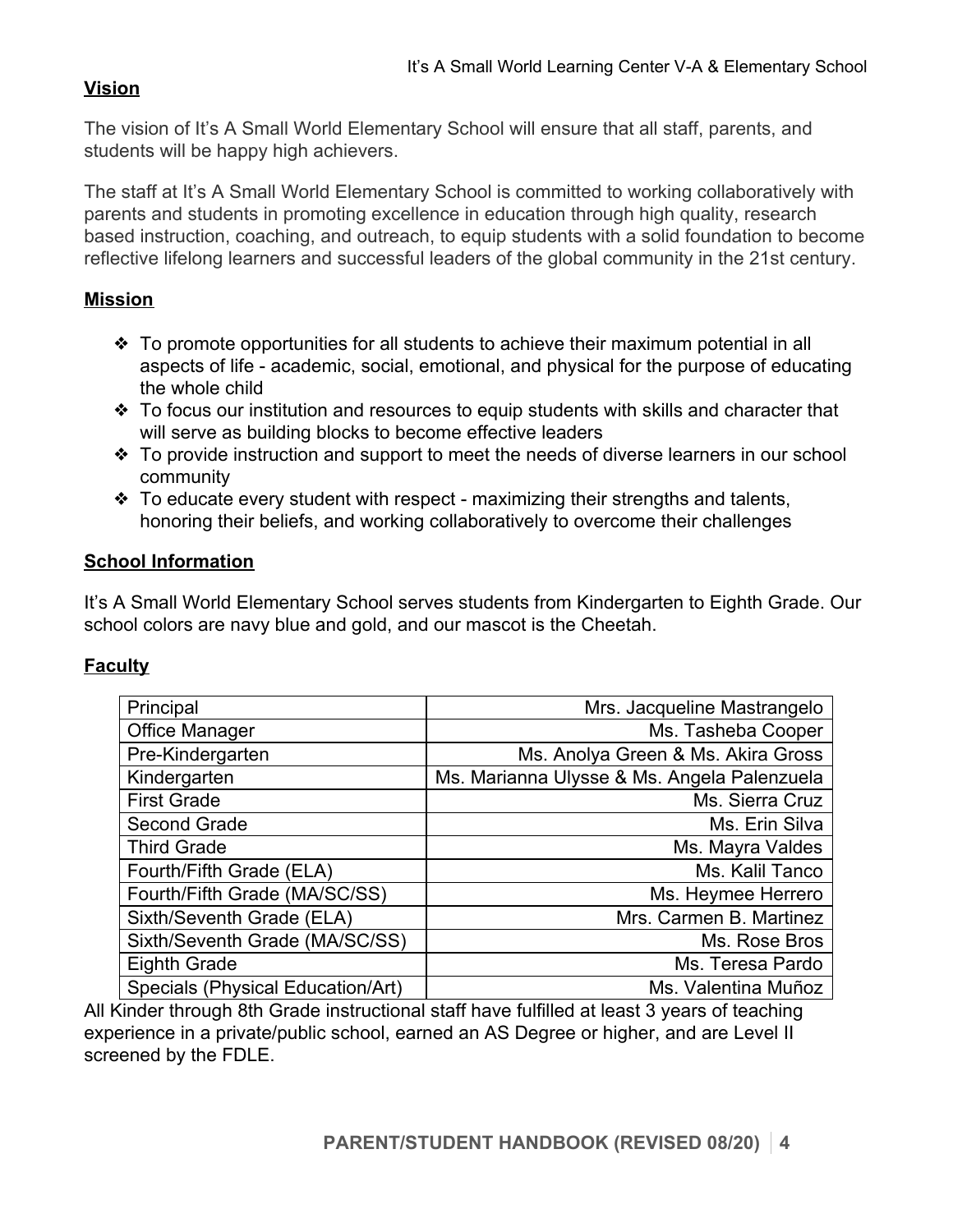## Vision

The vision of It's A Small World Elementary School will ensure that all staff, parents, and students will be happy high achievers.

The staff at It's A Small World Elementary School is committed to working collaboratively with parents and students in promoting excellence in education through high quality, research based instruction, coaching, and outreach, to equip students with a solid foundation to become reflective lifelong learners and successful leaders of the global community in the 21st century.

## Mission

- ❖ To promote opportunities for all students to achieve their maximum potential in all aspects of life - academic, social, emotional, and physical for the purpose of educating the whole child
- ❖ To focus our institution and resources to equip students with skills and character that will serve as building blocks to become effective leaders
- ❖ To provide instruction and support to meet the needs of diverse learners in our school community
- ❖ To educate every student with respect - maximizing their strengths and talents, honoring their beliefs, and working collaboratively to overcome their challenges

## School Information

It's A Small World Elementary School serves students from Kindergarten to Eighth Grade. Our school colors are navy blue and gold, and our mascot is the Cheetah.

## Faculty

| | |
|---|---:|
| Principal | Mrs. Jacqueline Mastrangelo |
| Office Manager | Ms. Tasheba Cooper |
| Pre-Kindergarten | Ms. Anolya Green & Ms. Akira Gross |
| Kindergarten | Ms. Marianna Ulysse & Ms. Angela Palenzuela |
| First Grade | Ms. Sierra Cruz |
| Second Grade | Ms. Erin Silva |
| Third Grade | Ms. Mayra Valdes |
| Fourth/Fifth Grade (ELA) | Ms. Kalil Tanco |
| Fourth/Fifth Grade (MA/SC/SS) | Ms. Heymee Herrero |
| Sixth/Seventh Grade (ELA) | Mrs. Carmen B. Martinez |
| Sixth/Seventh Grade (MA/SC/SS) | Ms. Rose Bros |
| Eighth Grade | Ms. Teresa Pardo |
| Specials (Physical Education/Art) | Ms. Valentina Muñoz |

All Kinder through 8th Grade instructional staff have fulfilled at least 3 years of teaching experience in a private/public school, earned an AS Degree or higher, and are Level II screened by the FDLE.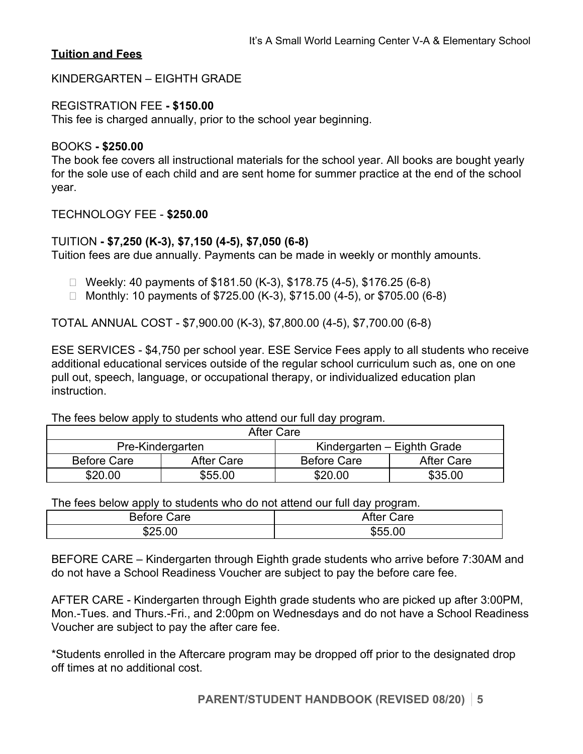**Tuition and Fees**

KINDERGARTEN – EIGHTH GRADE

REGISTRATION FEE **- $150.00**
This fee is charged annually, prior to the school year beginning.

BOOKS **- $250.00**
The book fee covers all instructional materials for the school year. All books are bought yearly for the sole use of each child and are sent home for summer practice at the end of the school year.

TECHNOLOGY FEE - **$250.00**

TUITION **- $7,250 (K-3), $7,150 (4-5), $7,050 (6-8)**
Tuition fees are due annually. Payments can be made in weekly or monthly amounts.

- Weekly: 40 payments of $181.50 (K-3), $178.75 (4-5), $176.25 (6-8)
- Monthly: 10 payments of $725.00 (K-3), $715.00 (4-5), or $705.00 (6-8)

TOTAL ANNUAL COST - $7,900.00 (K-3), $7,800.00 (4-5), $7,700.00 (6-8)

ESE SERVICES - $4,750 per school year. ESE Service Fees apply to all students who receive additional educational services outside of the regular school curriculum such as, one on one pull out, speech, language, or occupational therapy, or individualized education plan instruction.

The fees below apply to students who attend our full day program.

| After Care | | | |
|---|---|---|---|
| Pre-Kindergarten | | Kindergarten – Eighth Grade | |
| Before Care | After Care | Before Care | After Care |
| $20.00 | $55.00 | $20.00 | $35.00 |

The fees below apply to students who do not attend our full day program.

| Before Care | After Care |
|---|---|
| $25.00 | $55.00 |

BEFORE CARE – Kindergarten through Eighth grade students who arrive before 7:30AM and do not have a School Readiness Voucher are subject to pay the before care fee.

AFTER CARE - Kindergarten through Eighth grade students who are picked up after 3:00PM, Mon.-Tues. and Thurs.-Fri., and 2:00pm on Wednesdays and do not have a School Readiness Voucher are subject to pay the after care fee.

*Students enrolled in the Aftercare program may be dropped off prior to the designated drop off times at no additional cost.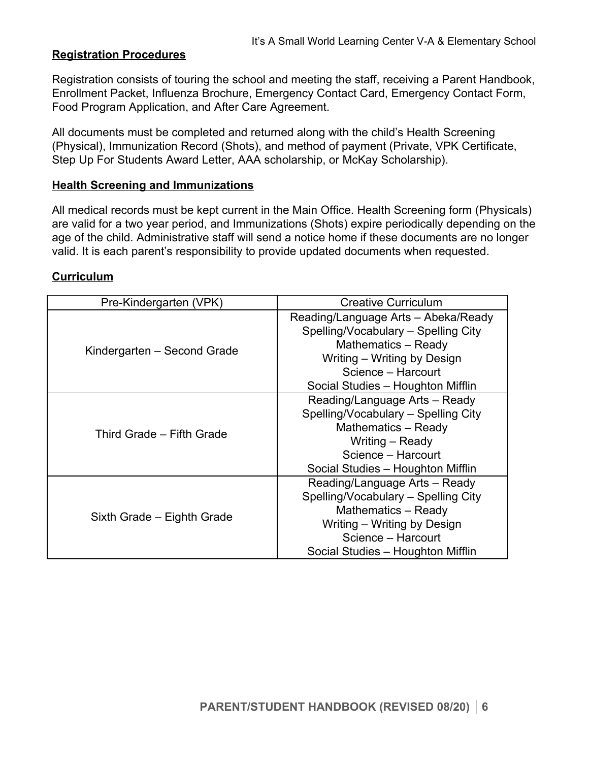## Registration Procedures

Registration consists of touring the school and meeting the staff, receiving a Parent Handbook, Enrollment Packet, Influenza Brochure, Emergency Contact Card, Emergency Contact Form, Food Program Application, and After Care Agreement.

All documents must be completed and returned along with the child's Health Screening (Physical), Immunization Record (Shots), and method of payment (Private, VPK Certificate, Step Up For Students Award Letter, AAA scholarship, or McKay Scholarship).

## Health Screening and Immunizations

All medical records must be kept current in the Main Office. Health Screening form (Physicals) are valid for a two year period, and Immunizations (Shots) expire periodically depending on the age of the child. Administrative staff will send a notice home if these documents are no longer valid. It is each parent's responsibility to provide updated documents when requested.

## Curriculum

| Pre-Kindergarten (VPK) | Creative Curriculum |
|---|---|
| Kindergarten – Second Grade | Reading/Language Arts – Abeka/Ready<br>Spelling/Vocabulary – Spelling City<br>Mathematics – Ready<br>Writing – Writing by Design<br>Science – Harcourt<br>Social Studies – Houghton Mifflin |
| Third Grade – Fifth Grade | Reading/Language Arts – Ready<br>Spelling/Vocabulary – Spelling City<br>Mathematics – Ready<br>Writing – Ready<br>Science – Harcourt<br>Social Studies – Houghton Mifflin |
| Sixth Grade – Eighth Grade | Reading/Language Arts – Ready<br>Spelling/Vocabulary – Spelling City<br>Mathematics – Ready<br>Writing – Writing by Design<br>Science – Harcourt<br>Social Studies – Houghton Mifflin |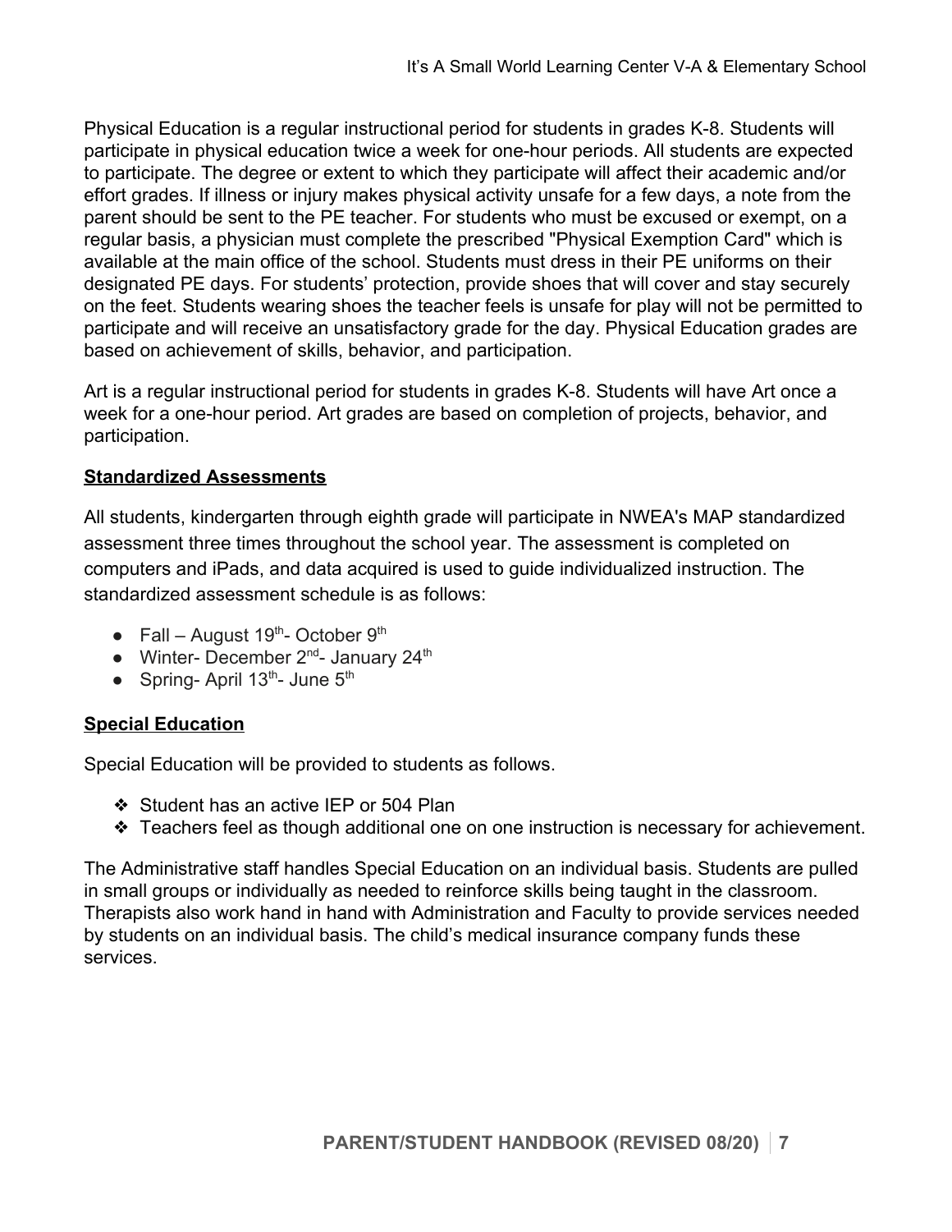Physical Education is a regular instructional period for students in grades K-8. Students will participate in physical education twice a week for one-hour periods. All students are expected to participate. The degree or extent to which they participate will affect their academic and/or effort grades. If illness or injury makes physical activity unsafe for a few days, a note from the parent should be sent to the PE teacher. For students who must be excused or exempt, on a regular basis, a physician must complete the prescribed "Physical Exemption Card" which is available at the main office of the school. Students must dress in their PE uniforms on their designated PE days. For students' protection, provide shoes that will cover and stay securely on the feet. Students wearing shoes the teacher feels is unsafe for play will not be permitted to participate and will receive an unsatisfactory grade for the day. Physical Education grades are based on achievement of skills, behavior, and participation.

Art is a regular instructional period for students in grades K-8. Students will have Art once a week for a one-hour period. Art grades are based on completion of projects, behavior, and participation.

## Standardized Assessments

All students, kindergarten through eighth grade will participate in NWEA's MAP standardized assessment three times throughout the school year. The assessment is completed on computers and iPads, and data acquired is used to guide individualized instruction. The standardized assessment schedule is as follows:

- Fall – August 19th- October 9th
- Winter- December 2nd- January 24th
- Spring- April 13th- June 5th

## Special Education

Special Education will be provided to students as follows.

- Student has an active IEP or 504 Plan
- Teachers feel as though additional one on one instruction is necessary for achievement.

The Administrative staff handles Special Education on an individual basis. Students are pulled in small groups or individually as needed to reinforce skills being taught in the classroom. Therapists also work hand in hand with Administration and Faculty to provide services needed by students on an individual basis. The child's medical insurance company funds these services.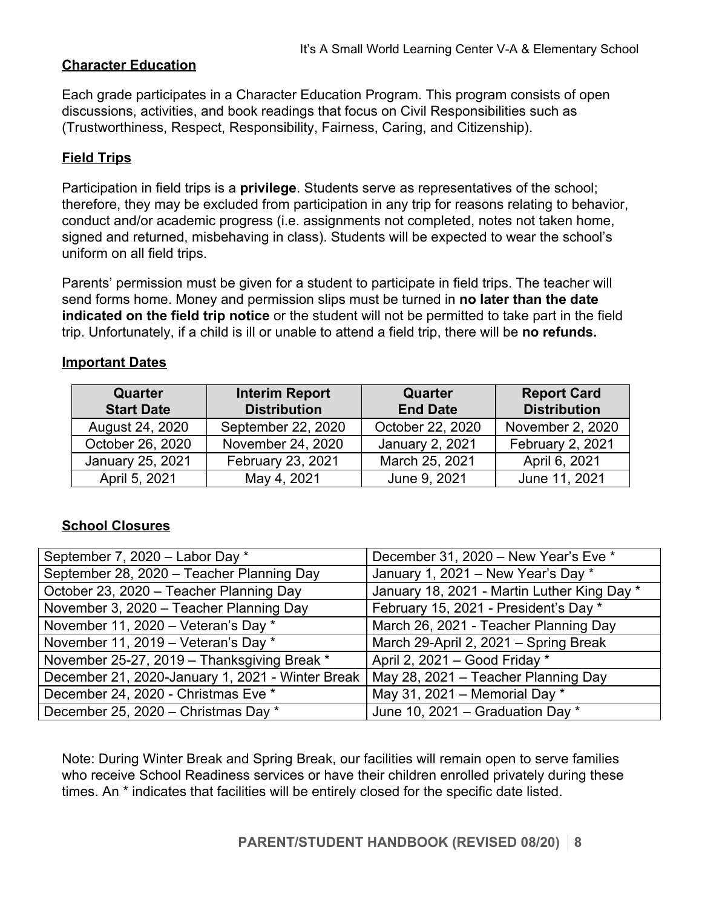## Character Education

Each grade participates in a Character Education Program. This program consists of open discussions, activities, and book readings that focus on Civil Responsibilities such as (Trustworthiness, Respect, Responsibility, Fairness, Caring, and Citizenship).

## Field Trips

Participation in field trips is a **privilege**. Students serve as representatives of the school; therefore, they may be excluded from participation in any trip for reasons relating to behavior, conduct and/or academic progress (i.e. assignments not completed, notes not taken home, signed and returned, misbehaving in class). Students will be expected to wear the school's uniform on all field trips.

Parents' permission must be given for a student to participate in field trips. The teacher will send forms home. Money and permission slips must be turned in **no later than the date indicated on the field trip notice** or the student will not be permitted to take part in the field trip. Unfortunately, if a child is ill or unable to attend a field trip, there will be **no refunds.**

## Important Dates

| Quarter Start Date | Interim Report Distribution | Quarter End Date | Report Card Distribution |
|---|---|---|---|
| August 24, 2020 | September 22, 2020 | October 22, 2020 | November 2, 2020 |
| October 26, 2020 | November 24, 2020 | January 2, 2021 | February 2, 2021 |
| January 25, 2021 | February 23, 2021 | March 25, 2021 | April 6, 2021 |
| April 5, 2021 | May 4, 2021 | June 9, 2021 | June 11, 2021 |

## School Closures

| | |
|---|---|
| September 7, 2020 – Labor Day * | December 31, 2020 – New Year's Eve * |
| September 28, 2020 – Teacher Planning Day | January 1, 2021 – New Year's Day * |
| October 23, 2020 – Teacher Planning Day | January 18, 2021 - Martin Luther King Day * |
| November 3, 2020 – Teacher Planning Day | February 15, 2021 - President's Day * |
| November 11, 2020 – Veteran's Day * | March 26, 2021 - Teacher Planning Day |
| November 11, 2019 – Veteran's Day * | March 29-April 2, 2021 – Spring Break |
| November 25-27, 2019 – Thanksgiving Break * | April 2, 2021 – Good Friday * |
| December 21, 2020-January 1, 2021 - Winter Break | May 28, 2021 – Teacher Planning Day |
| December 24, 2020 - Christmas Eve * | May 31, 2021 – Memorial Day * |
| December 25, 2020 – Christmas Day * | June 10, 2021 – Graduation Day * |

Note: During Winter Break and Spring Break, our facilities will remain open to serve families who receive School Readiness services or have their children enrolled privately during these times. An * indicates that facilities will be entirely closed for the specific date listed.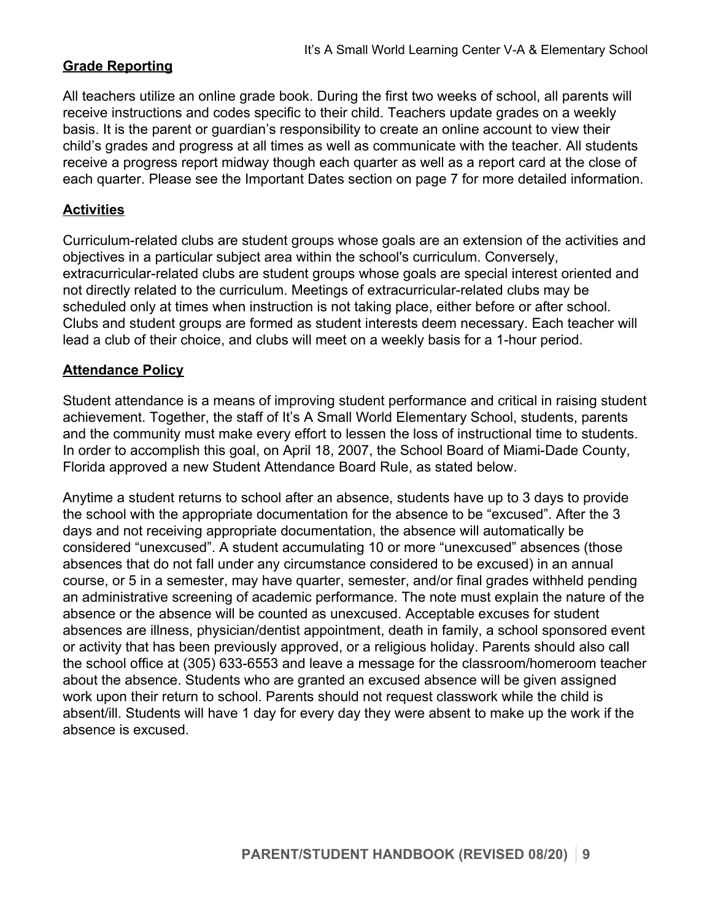## Grade Reporting

All teachers utilize an online grade book. During the first two weeks of school, all parents will receive instructions and codes specific to their child. Teachers update grades on a weekly basis. It is the parent or guardian's responsibility to create an online account to view their child's grades and progress at all times as well as communicate with the teacher. All students receive a progress report midway though each quarter as well as a report card at the close of each quarter. Please see the Important Dates section on page 7 for more detailed information.

## Activities

Curriculum-related clubs are student groups whose goals are an extension of the activities and objectives in a particular subject area within the school's curriculum. Conversely, extracurricular-related clubs are student groups whose goals are special interest oriented and not directly related to the curriculum. Meetings of extracurricular-related clubs may be scheduled only at times when instruction is not taking place, either before or after school. Clubs and student groups are formed as student interests deem necessary. Each teacher will lead a club of their choice, and clubs will meet on a weekly basis for a 1-hour period.

## Attendance Policy

Student attendance is a means of improving student performance and critical in raising student achievement. Together, the staff of It's A Small World Elementary School, students, parents and the community must make every effort to lessen the loss of instructional time to students. In order to accomplish this goal, on April 18, 2007, the School Board of Miami-Dade County, Florida approved a new Student Attendance Board Rule, as stated below.

Anytime a student returns to school after an absence, students have up to 3 days to provide the school with the appropriate documentation for the absence to be "excused". After the 3 days and not receiving appropriate documentation, the absence will automatically be considered "unexcused". A student accumulating 10 or more "unexcused" absences (those absences that do not fall under any circumstance considered to be excused) in an annual course, or 5 in a semester, may have quarter, semester, and/or final grades withheld pending an administrative screening of academic performance. The note must explain the nature of the absence or the absence will be counted as unexcused. Acceptable excuses for student absences are illness, physician/dentist appointment, death in family, a school sponsored event or activity that has been previously approved, or a religious holiday. Parents should also call the school office at (305) 633-6553 and leave a message for the classroom/homeroom teacher about the absence. Students who are granted an excused absence will be given assigned work upon their return to school. Parents should not request classwork while the child is absent/ill. Students will have 1 day for every day they were absent to make up the work if the absence is excused.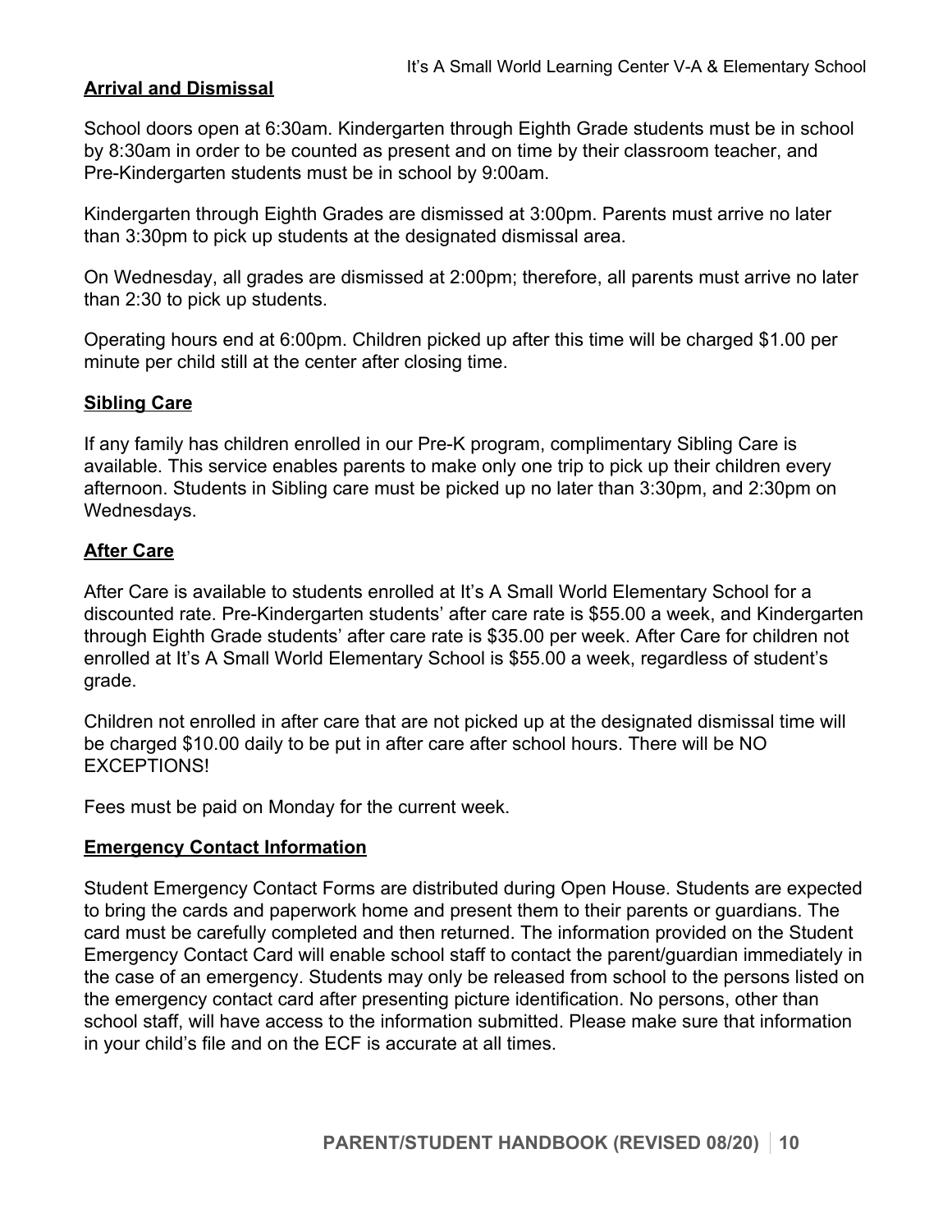## Arrival and Dismissal

School doors open at 6:30am. Kindergarten through Eighth Grade students must be in school by 8:30am in order to be counted as present and on time by their classroom teacher, and Pre-Kindergarten students must be in school by 9:00am.

Kindergarten through Eighth Grades are dismissed at 3:00pm. Parents must arrive no later than 3:30pm to pick up students at the designated dismissal area.

On Wednesday, all grades are dismissed at 2:00pm; therefore, all parents must arrive no later than 2:30 to pick up students.

Operating hours end at 6:00pm. Children picked up after this time will be charged $1.00 per minute per child still at the center after closing time.

## Sibling Care

If any family has children enrolled in our Pre-K program, complimentary Sibling Care is available. This service enables parents to make only one trip to pick up their children every afternoon. Students in Sibling care must be picked up no later than 3:30pm, and 2:30pm on Wednesdays.

## After Care

After Care is available to students enrolled at It's A Small World Elementary School for a discounted rate. Pre-Kindergarten students' after care rate is $55.00 a week, and Kindergarten through Eighth Grade students' after care rate is $35.00 per week. After Care for children not enrolled at It's A Small World Elementary School is $55.00 a week, regardless of student's grade.

Children not enrolled in after care that are not picked up at the designated dismissal time will be charged $10.00 daily to be put in after care after school hours. There will be NO EXCEPTIONS!

Fees must be paid on Monday for the current week.

## Emergency Contact Information

Student Emergency Contact Forms are distributed during Open House. Students are expected to bring the cards and paperwork home and present them to their parents or guardians. The card must be carefully completed and then returned. The information provided on the Student Emergency Contact Card will enable school staff to contact the parent/guardian immediately in the case of an emergency. Students may only be released from school to the persons listed on the emergency contact card after presenting picture identification. No persons, other than school staff, will have access to the information submitted. Please make sure that information in your child's file and on the ECF is accurate at all times.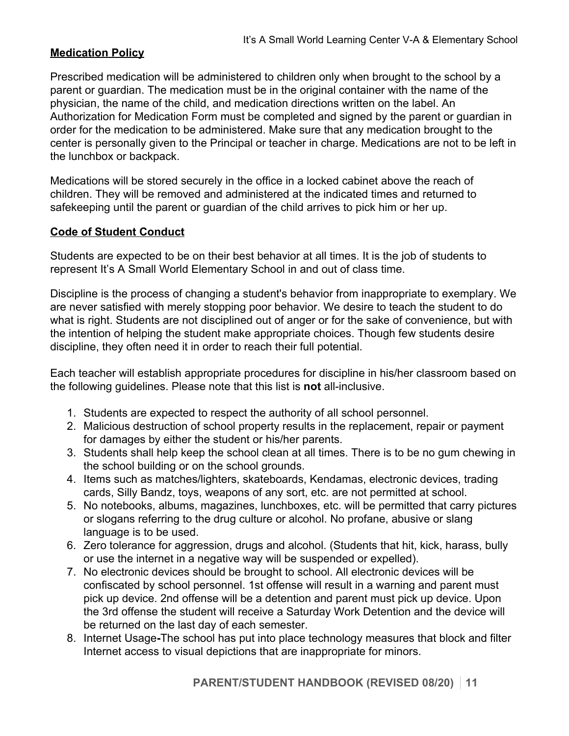## Medication Policy

Prescribed medication will be administered to children only when brought to the school by a parent or guardian. The medication must be in the original container with the name of the physician, the name of the child, and medication directions written on the label. An Authorization for Medication Form must be completed and signed by the parent or guardian in order for the medication to be administered. Make sure that any medication brought to the center is personally given to the Principal or teacher in charge. Medications are not to be left in the lunchbox or backpack.

Medications will be stored securely in the office in a locked cabinet above the reach of children. They will be removed and administered at the indicated times and returned to safekeeping until the parent or guardian of the child arrives to pick him or her up.

## Code of Student Conduct

Students are expected to be on their best behavior at all times. It is the job of students to represent It's A Small World Elementary School in and out of class time.

Discipline is the process of changing a student's behavior from inappropriate to exemplary. We are never satisfied with merely stopping poor behavior. We desire to teach the student to do what is right. Students are not disciplined out of anger or for the sake of convenience, but with the intention of helping the student make appropriate choices. Though few students desire discipline, they often need it in order to reach their full potential.

Each teacher will establish appropriate procedures for discipline in his/her classroom based on the following guidelines. Please note that this list is **not** all-inclusive.

1. Students are expected to respect the authority of all school personnel.
2. Malicious destruction of school property results in the replacement, repair or payment for damages by either the student or his/her parents.
3. Students shall help keep the school clean at all times. There is to be no gum chewing in the school building or on the school grounds.
4. Items such as matches/lighters, skateboards, Kendamas, electronic devices, trading cards, Silly Bandz, toys, weapons of any sort, etc. are not permitted at school.
5. No notebooks, albums, magazines, lunchboxes, etc. will be permitted that carry pictures or slogans referring to the drug culture or alcohol. No profane, abusive or slang language is to be used.
6. Zero tolerance for aggression, drugs and alcohol. (Students that hit, kick, harass, bully or use the internet in a negative way will be suspended or expelled).
7. No electronic devices should be brought to school. All electronic devices will be confiscated by school personnel. 1st offense will result in a warning and parent must pick up device. 2nd offense will be a detention and parent must pick up device. Upon the 3rd offense the student will receive a Saturday Work Detention and the device will be returned on the last day of each semester.
8. Internet Usage**-**The school has put into place technology measures that block and filter Internet access to visual depictions that are inappropriate for minors.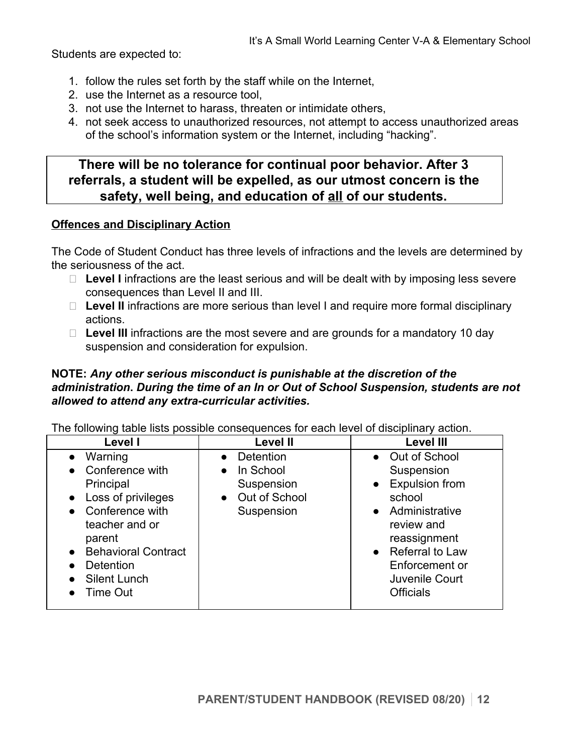Students are expected to:

1. follow the rules set forth by the staff while on the Internet,
2. use the Internet as a resource tool,
3. not use the Internet to harass, threaten or intimidate others,
4. not seek access to unauthorized resources, not attempt to access unauthorized areas of the school's information system or the Internet, including "hacking".

**There will be no tolerance for continual poor behavior. After 3 referrals, a student will be expelled, as our utmost concern is the safety, well being, and education of <u>all</u> of our students.**

## Offences and Disciplinary Action

The Code of Student Conduct has three levels of infractions and the levels are determined by the seriousness of the act.

- **Level I** infractions are the least serious and will be dealt with by imposing less severe consequences than Level II and III.
- **Level II** infractions are more serious than level I and require more formal disciplinary actions.
- **Level III** infractions are the most severe and are grounds for a mandatory 10 day suspension and consideration for expulsion.

**NOTE:** ***Any other serious misconduct is punishable at the discretion of the administration. During the time of an In or Out of School Suspension, students are not allowed to attend any extra-curricular activities.***

The following table lists possible consequences for each level of disciplinary action.

| Level I | Level II | Level III |
|---|---|---|
| • Warning<br>• Conference with Principal<br>• Loss of privileges<br>• Conference with teacher and or parent<br>• Behavioral Contract<br>• Detention<br>• Silent Lunch<br>• Time Out | • Detention<br>• In School Suspension<br>• Out of School Suspension | • Out of School Suspension<br>• Expulsion from school<br>• Administrative review and reassignment<br>• Referral to Law Enforcement or Juvenile Court Officials |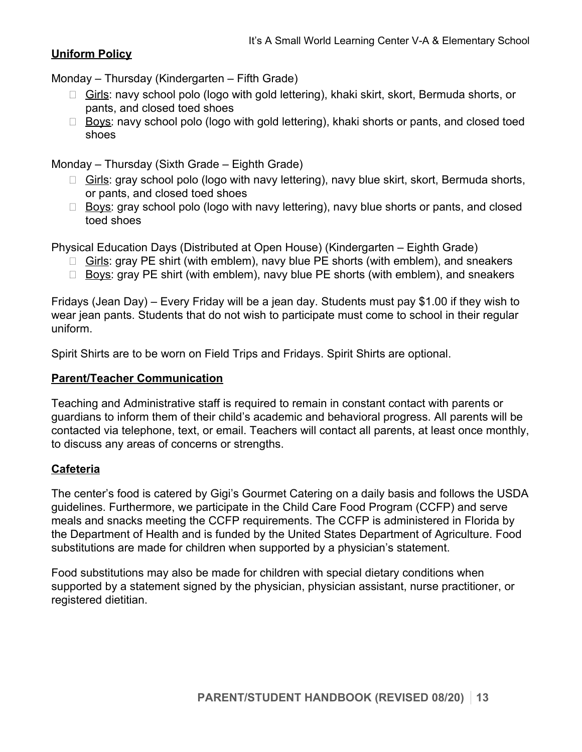## Uniform Policy

Monday – Thursday (Kindergarten – Fifth Grade)

- Girls: navy school polo (logo with gold lettering), khaki skirt, skort, Bermuda shorts, or pants, and closed toed shoes
- Boys: navy school polo (logo with gold lettering), khaki shorts or pants, and closed toed shoes

Monday – Thursday (Sixth Grade – Eighth Grade)

- Girls: gray school polo (logo with navy lettering), navy blue skirt, skort, Bermuda shorts, or pants, and closed toed shoes
- Boys: gray school polo (logo with navy lettering), navy blue shorts or pants, and closed toed shoes

Physical Education Days (Distributed at Open House) (Kindergarten – Eighth Grade)

- Girls: gray PE shirt (with emblem), navy blue PE shorts (with emblem), and sneakers
- Boys: gray PE shirt (with emblem), navy blue PE shorts (with emblem), and sneakers

Fridays (Jean Day) – Every Friday will be a jean day. Students must pay $1.00 if they wish to wear jean pants. Students that do not wish to participate must come to school in their regular uniform.

Spirit Shirts are to be worn on Field Trips and Fridays. Spirit Shirts are optional.

## Parent/Teacher Communication

Teaching and Administrative staff is required to remain in constant contact with parents or guardians to inform them of their child's academic and behavioral progress. All parents will be contacted via telephone, text, or email. Teachers will contact all parents, at least once monthly, to discuss any areas of concerns or strengths.

## Cafeteria

The center's food is catered by Gigi's Gourmet Catering on a daily basis and follows the USDA guidelines. Furthermore, we participate in the Child Care Food Program (CCFP) and serve meals and snacks meeting the CCFP requirements. The CCFP is administered in Florida by the Department of Health and is funded by the United States Department of Agriculture. Food substitutions are made for children when supported by a physician's statement.

Food substitutions may also be made for children with special dietary conditions when supported by a statement signed by the physician, physician assistant, nurse practitioner, or registered dietitian.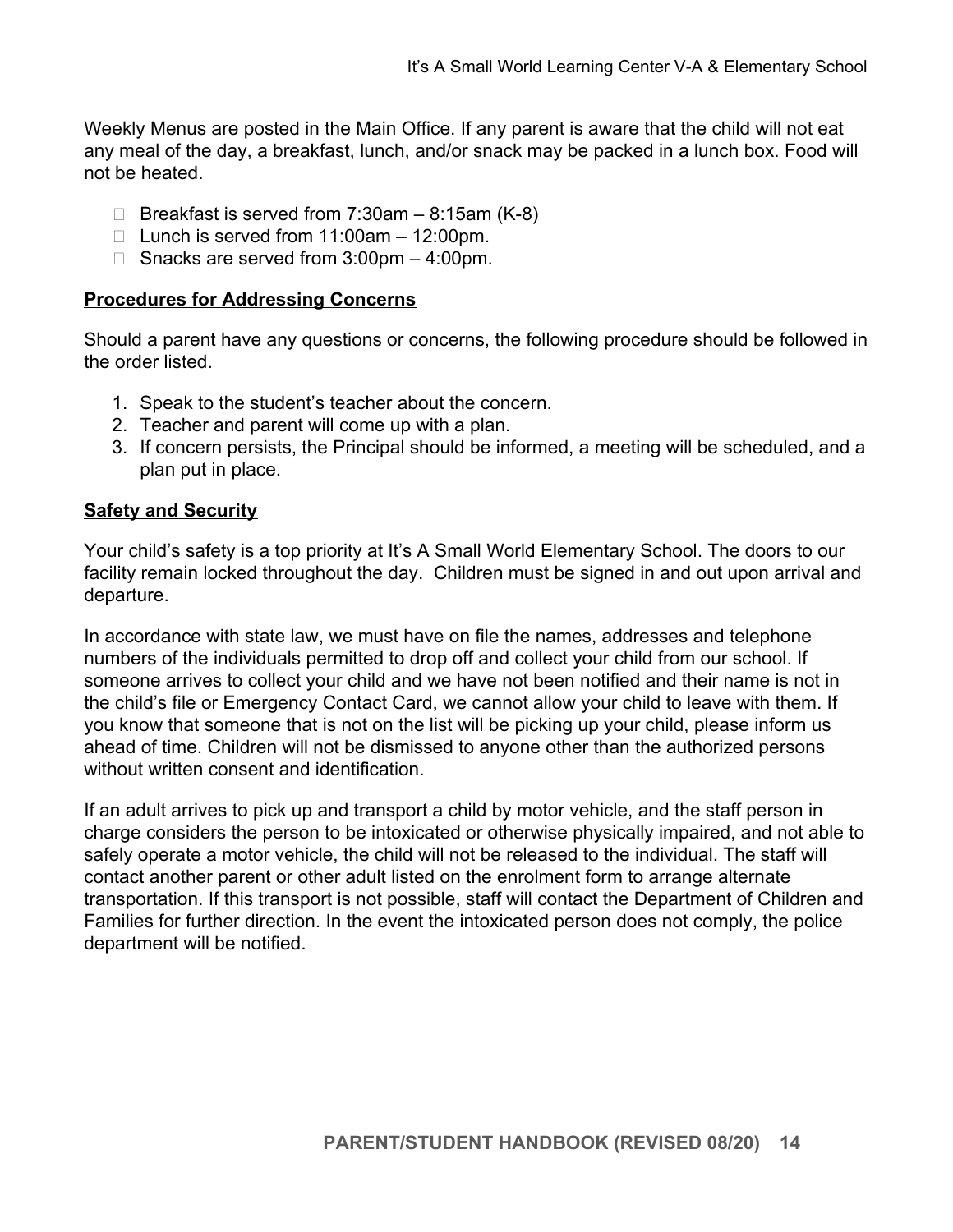Weekly Menus are posted in the Main Office. If any parent is aware that the child will not eat any meal of the day, a breakfast, lunch, and/or snack may be packed in a lunch box. Food will not be heated.

- Breakfast is served from 7:30am – 8:15am (K-8)
- Lunch is served from 11:00am – 12:00pm.
- Snacks are served from 3:00pm – 4:00pm.

## Procedures for Addressing Concerns

Should a parent have any questions or concerns, the following procedure should be followed in the order listed.

1. Speak to the student's teacher about the concern.
2. Teacher and parent will come up with a plan.
3. If concern persists, the Principal should be informed, a meeting will be scheduled, and a plan put in place.

## Safety and Security

Your child's safety is a top priority at It's A Small World Elementary School. The doors to our facility remain locked throughout the day. Children must be signed in and out upon arrival and departure.

In accordance with state law, we must have on file the names, addresses and telephone numbers of the individuals permitted to drop off and collect your child from our school. If someone arrives to collect your child and we have not been notified and their name is not in the child's file or Emergency Contact Card, we cannot allow your child to leave with them. If you know that someone that is not on the list will be picking up your child, please inform us ahead of time. Children will not be dismissed to anyone other than the authorized persons without written consent and identification.

If an adult arrives to pick up and transport a child by motor vehicle, and the staff person in charge considers the person to be intoxicated or otherwise physically impaired, and not able to safely operate a motor vehicle, the child will not be released to the individual. The staff will contact another parent or other adult listed on the enrolment form to arrange alternate transportation. If this transport is not possible, staff will contact the Department of Children and Families for further direction. In the event the intoxicated person does not comply, the police department will be notified.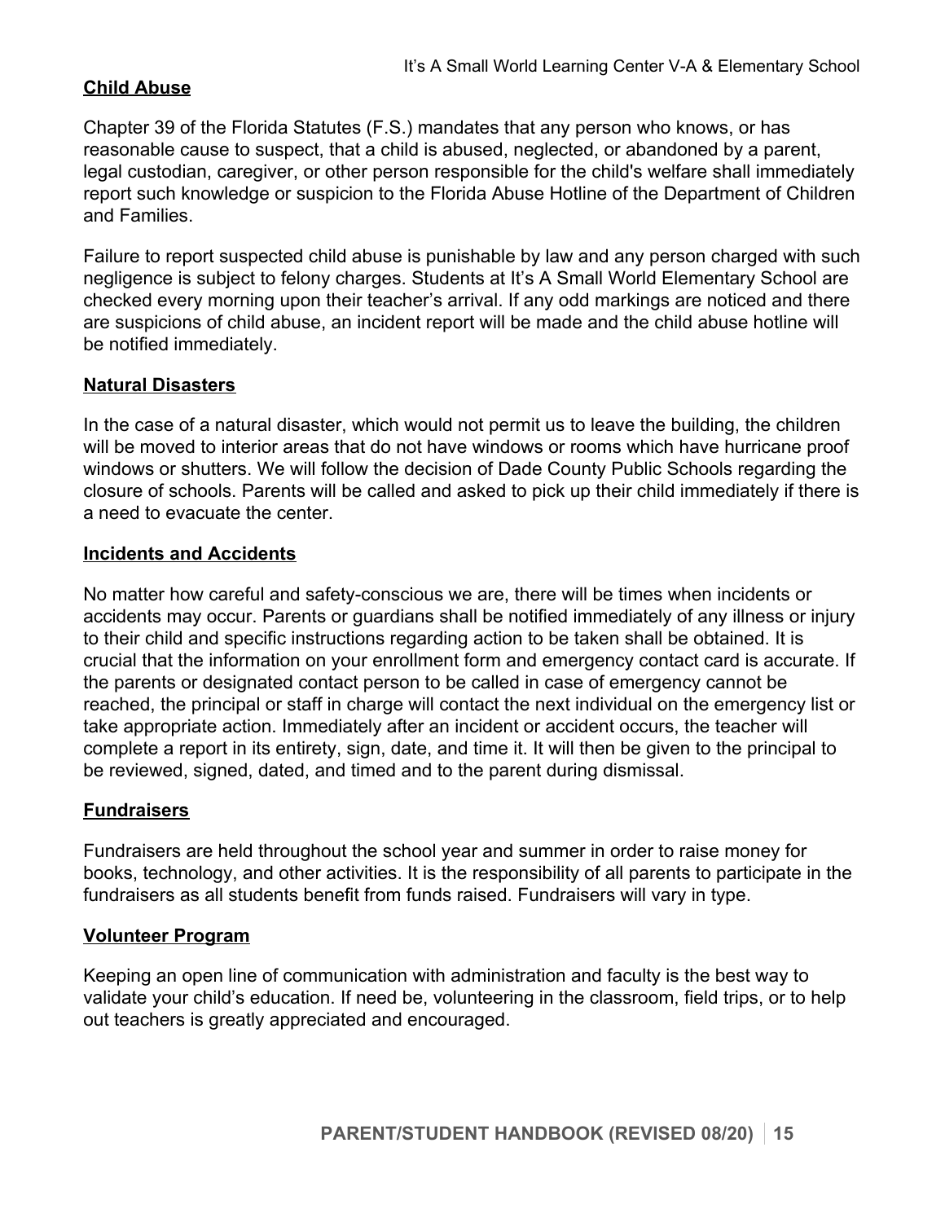## Child Abuse

Chapter 39 of the Florida Statutes (F.S.) mandates that any person who knows, or has reasonable cause to suspect, that a child is abused, neglected, or abandoned by a parent, legal custodian, caregiver, or other person responsible for the child's welfare shall immediately report such knowledge or suspicion to the Florida Abuse Hotline of the Department of Children and Families.

Failure to report suspected child abuse is punishable by law and any person charged with such negligence is subject to felony charges. Students at It's A Small World Elementary School are checked every morning upon their teacher's arrival. If any odd markings are noticed and there are suspicions of child abuse, an incident report will be made and the child abuse hotline will be notified immediately.

## Natural Disasters

In the case of a natural disaster, which would not permit us to leave the building, the children will be moved to interior areas that do not have windows or rooms which have hurricane proof windows or shutters. We will follow the decision of Dade County Public Schools regarding the closure of schools. Parents will be called and asked to pick up their child immediately if there is a need to evacuate the center.

## Incidents and Accidents

No matter how careful and safety-conscious we are, there will be times when incidents or accidents may occur. Parents or guardians shall be notified immediately of any illness or injury to their child and specific instructions regarding action to be taken shall be obtained. It is crucial that the information on your enrollment form and emergency contact card is accurate. If the parents or designated contact person to be called in case of emergency cannot be reached, the principal or staff in charge will contact the next individual on the emergency list or take appropriate action. Immediately after an incident or accident occurs, the teacher will complete a report in its entirety, sign, date, and time it. It will then be given to the principal to be reviewed, signed, dated, and timed and to the parent during dismissal.

## Fundraisers

Fundraisers are held throughout the school year and summer in order to raise money for books, technology, and other activities. It is the responsibility of all parents to participate in the fundraisers as all students benefit from funds raised. Fundraisers will vary in type.

## Volunteer Program

Keeping an open line of communication with administration and faculty is the best way to validate your child's education. If need be, volunteering in the classroom, field trips, or to help out teachers is greatly appreciated and encouraged.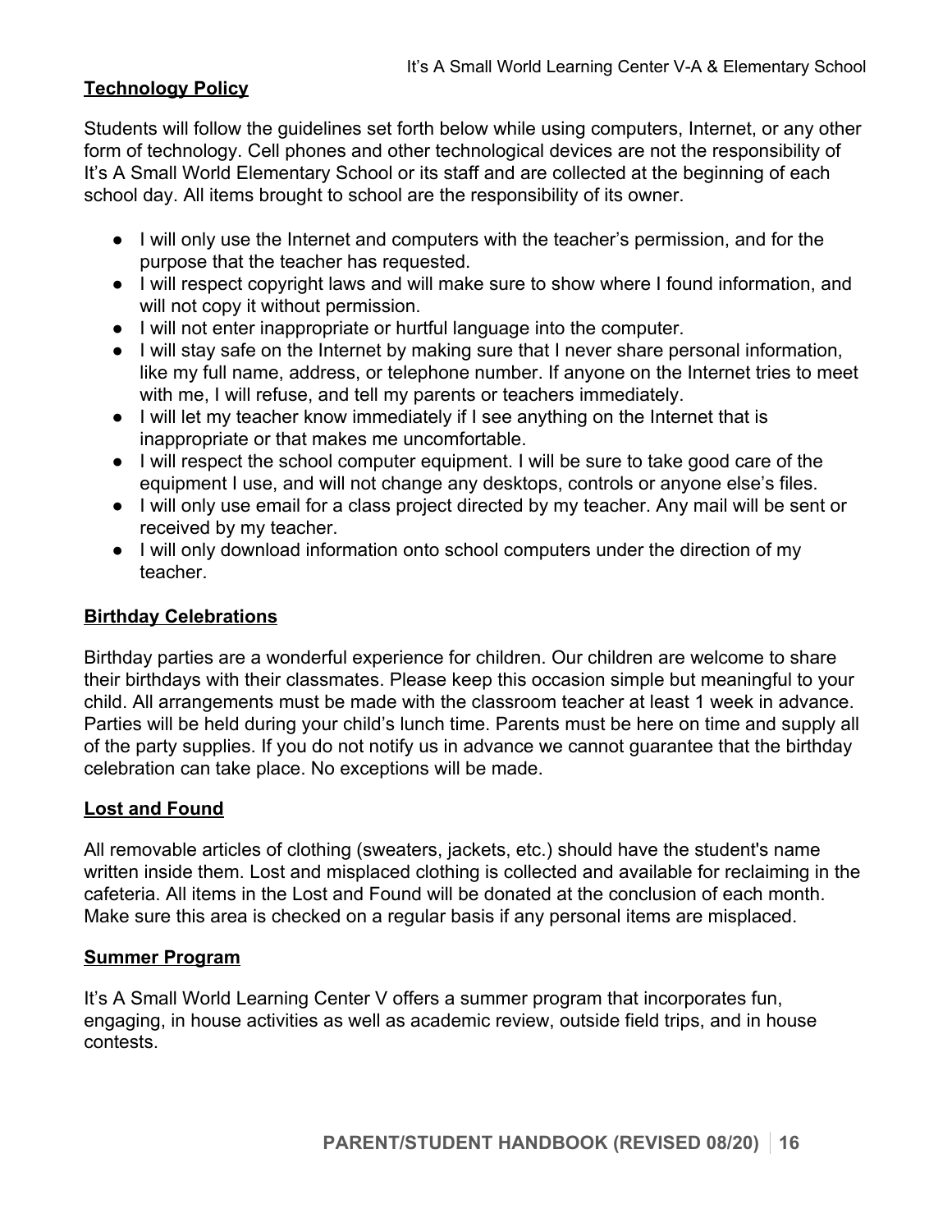## Technology Policy

Students will follow the guidelines set forth below while using computers, Internet, or any other form of technology. Cell phones and other technological devices are not the responsibility of It's A Small World Elementary School or its staff and are collected at the beginning of each school day. All items brought to school are the responsibility of its owner.

- I will only use the Internet and computers with the teacher's permission, and for the purpose that the teacher has requested.
- I will respect copyright laws and will make sure to show where I found information, and will not copy it without permission.
- I will not enter inappropriate or hurtful language into the computer.
- I will stay safe on the Internet by making sure that I never share personal information, like my full name, address, or telephone number. If anyone on the Internet tries to meet with me, I will refuse, and tell my parents or teachers immediately.
- I will let my teacher know immediately if I see anything on the Internet that is inappropriate or that makes me uncomfortable.
- I will respect the school computer equipment. I will be sure to take good care of the equipment I use, and will not change any desktops, controls or anyone else's files.
- I will only use email for a class project directed by my teacher. Any mail will be sent or received by my teacher.
- I will only download information onto school computers under the direction of my teacher.

## Birthday Celebrations

Birthday parties are a wonderful experience for children. Our children are welcome to share their birthdays with their classmates. Please keep this occasion simple but meaningful to your child. All arrangements must be made with the classroom teacher at least 1 week in advance. Parties will be held during your child's lunch time. Parents must be here on time and supply all of the party supplies. If you do not notify us in advance we cannot guarantee that the birthday celebration can take place. No exceptions will be made.

## Lost and Found

All removable articles of clothing (sweaters, jackets, etc.) should have the student's name written inside them. Lost and misplaced clothing is collected and available for reclaiming in the cafeteria. All items in the Lost and Found will be donated at the conclusion of each month. Make sure this area is checked on a regular basis if any personal items are misplaced.

## Summer Program

It's A Small World Learning Center V offers a summer program that incorporates fun, engaging, in house activities as well as academic review, outside field trips, and in house contests.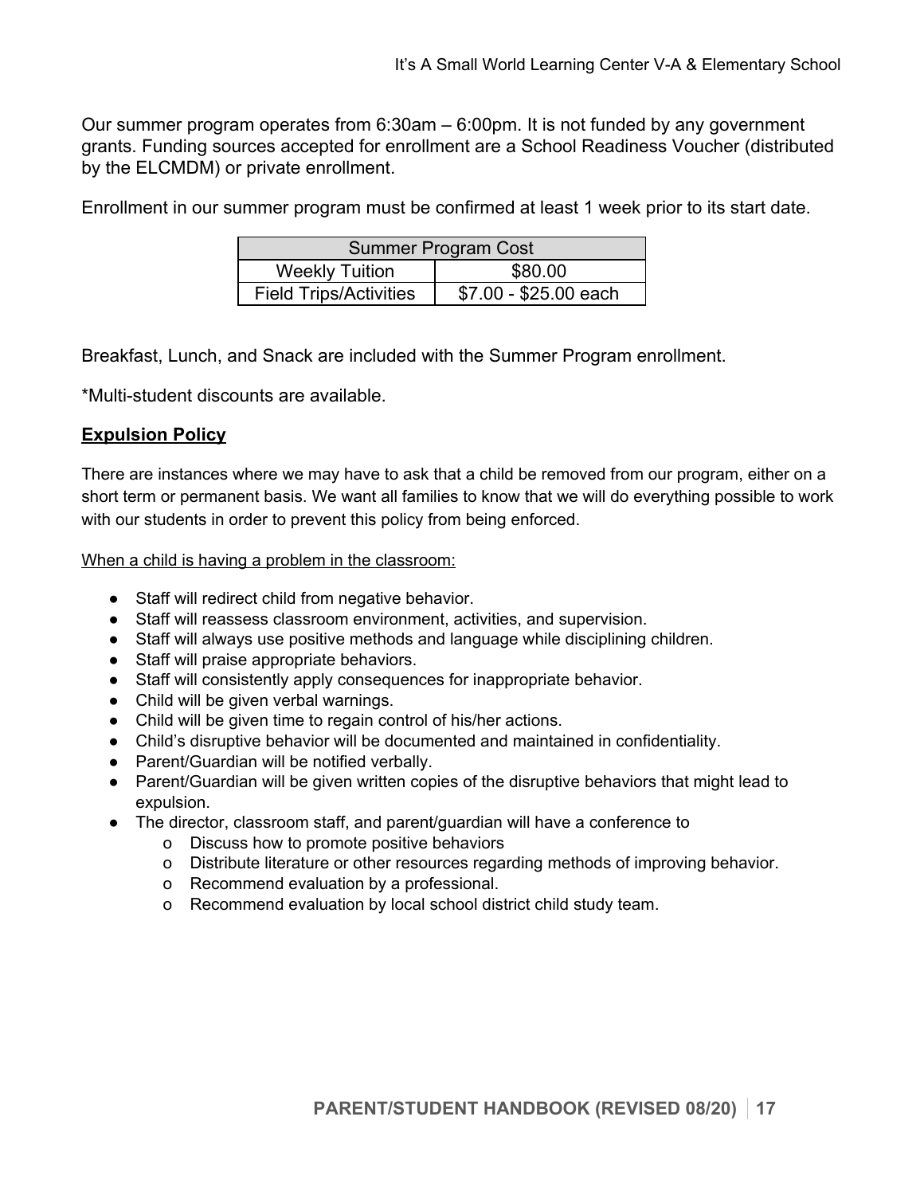Our summer program operates from 6:30am – 6:00pm. It is not funded by any government grants. Funding sources accepted for enrollment are a School Readiness Voucher (distributed by the ELCMDM) or private enrollment.

Enrollment in our summer program must be confirmed at least 1 week prior to its start date.

| Summer Program Cost | |
|---|---|
| Weekly Tuition | $80.00 |
| Field Trips/Activities | $7.00 - $25.00 each |

Breakfast, Lunch, and Snack are included with the Summer Program enrollment.

*Multi-student discounts are available.

## **Expulsion Policy**

There are instances where we may have to ask that a child be removed from our program, either on a short term or permanent basis. We want all families to know that we will do everything possible to work with our students in order to prevent this policy from being enforced.

When a child is having a problem in the classroom:

- Staff will redirect child from negative behavior.
- Staff will reassess classroom environment, activities, and supervision.
- Staff will always use positive methods and language while disciplining children.
- Staff will praise appropriate behaviors.
- Staff will consistently apply consequences for inappropriate behavior.
- Child will be given verbal warnings.
- Child will be given time to regain control of his/her actions.
- Child's disruptive behavior will be documented and maintained in confidentiality.
- Parent/Guardian will be notified verbally.
- Parent/Guardian will be given written copies of the disruptive behaviors that might lead to expulsion.
- The director, classroom staff, and parent/guardian will have a conference to
  - Discuss how to promote positive behaviors
  - Distribute literature or other resources regarding methods of improving behavior.
  - Recommend evaluation by a professional.
  - Recommend evaluation by local school district child study team.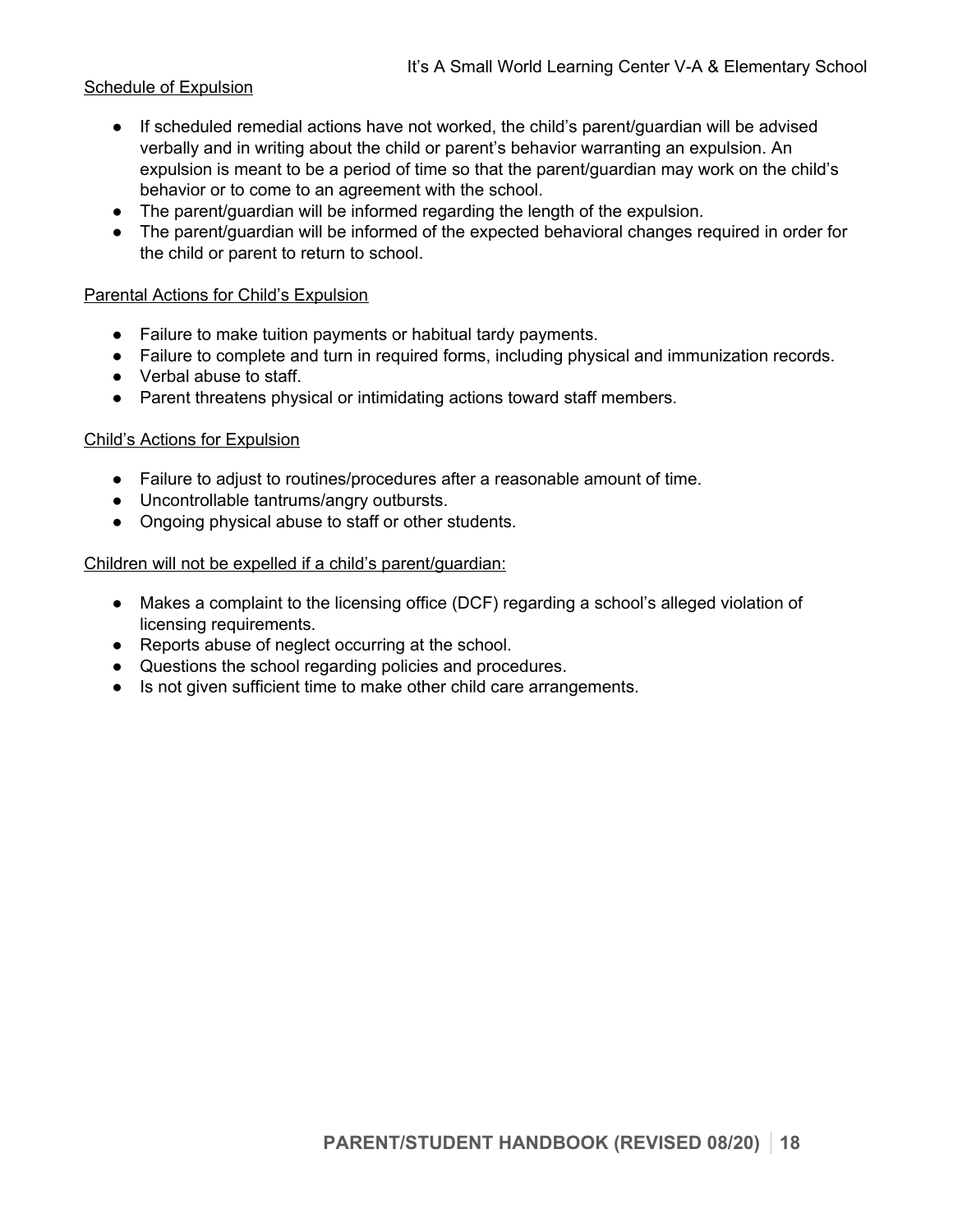Schedule of Expulsion

- If scheduled remedial actions have not worked, the child's parent/guardian will be advised verbally and in writing about the child or parent's behavior warranting an expulsion. An expulsion is meant to be a period of time so that the parent/guardian may work on the child's behavior or to come to an agreement with the school.
- The parent/guardian will be informed regarding the length of the expulsion.
- The parent/guardian will be informed of the expected behavioral changes required in order for the child or parent to return to school.

Parental Actions for Child's Expulsion

- Failure to make tuition payments or habitual tardy payments.
- Failure to complete and turn in required forms, including physical and immunization records.
- Verbal abuse to staff.
- Parent threatens physical or intimidating actions toward staff members.

Child's Actions for Expulsion

- Failure to adjust to routines/procedures after a reasonable amount of time.
- Uncontrollable tantrums/angry outbursts.
- Ongoing physical abuse to staff or other students.

Children will not be expelled if a child's parent/guardian:

- Makes a complaint to the licensing office (DCF) regarding a school's alleged violation of licensing requirements.
- Reports abuse of neglect occurring at the school.
- Questions the school regarding policies and procedures.
- Is not given sufficient time to make other child care arrangements.